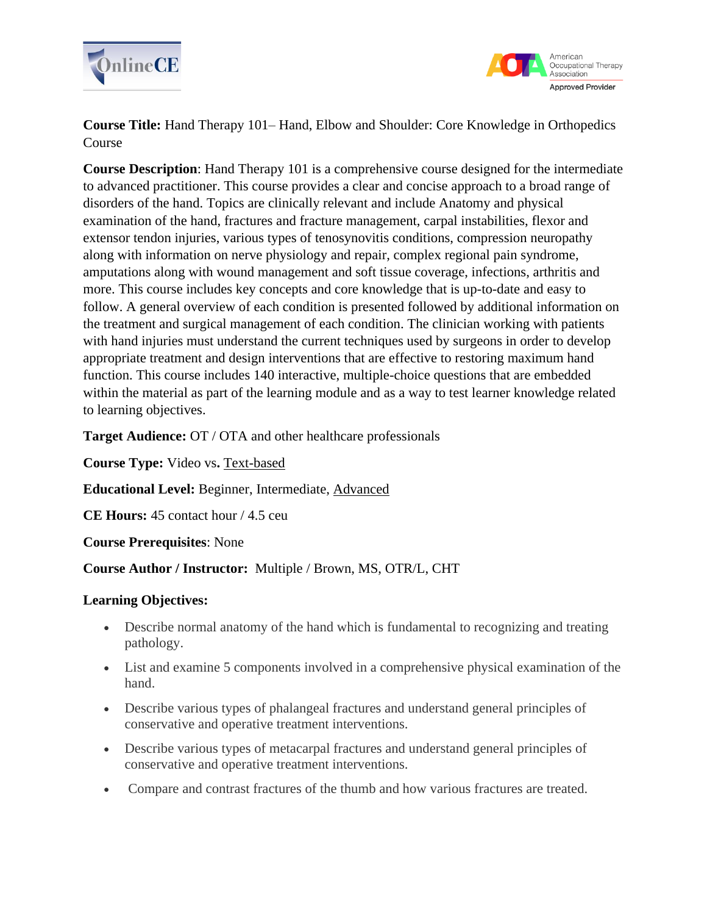**Course Title:** Hand Therapy 101– Hand, Elbow and Shoulder: Core Knowledge in Orthopedics Course

**Course Description**: Hand Therapy 101 is a comprehensive course designed for the intermediate to advanced practitioner. This course provides a clear and concise approach to a broad range of disorders of the hand. Topics are clinically relevant and include Anatomy and physical examination of the hand, fractures and fracture management, carpal instabilities, flexor and extensor tendon injuries, various types of tenosynovitis conditions, compression neuropathy along with information on nerve physiology and repair, complex regional pain syndrome, amputations along with wound management and soft tissue coverage, infections, arthritis and more. This course includes key concepts and core knowledge that is up-to-date and easy to follow. A general overview of each condition is presented followed by additional information on the treatment and surgical management of each condition. The clinician working with patients with hand injuries must understand the current techniques used by surgeons in order to develop appropriate treatment and design interventions that are effective to restoring maximum hand function. This course includes 140 interactive, multiple-choice questions that are embedded within the material as part of the learning module and as a way to test learner knowledge related to learning objectives.

**Target Audience:** OT / OTA and other healthcare professionals

**Course Type:** Video vs. Text-based

**Educational Level:** Beginner, Intermediate, Advanced

**CE Hours:** 45 contact hour / 4.5 ceu

**Course Prerequisites**: None

**Course Author / Instructor:** Multiple / Brown, MS, OTR/L, CHT

**Learning Objectives:**

- Describe normal anatomy of the hand which is fundamental to recognizing and treating pathology.
- List and examine 5 components involved in a comprehensive physical examination of the hand.
- Describe various types of phalangeal fractures and understand general principles of conservative and operative treatment interventions.
- Describe various types of metacarpal fractures and understand general principles of conservative and operative treatment interventions.
- Compare and contrast fractures of the thumb and how various fractures are treated.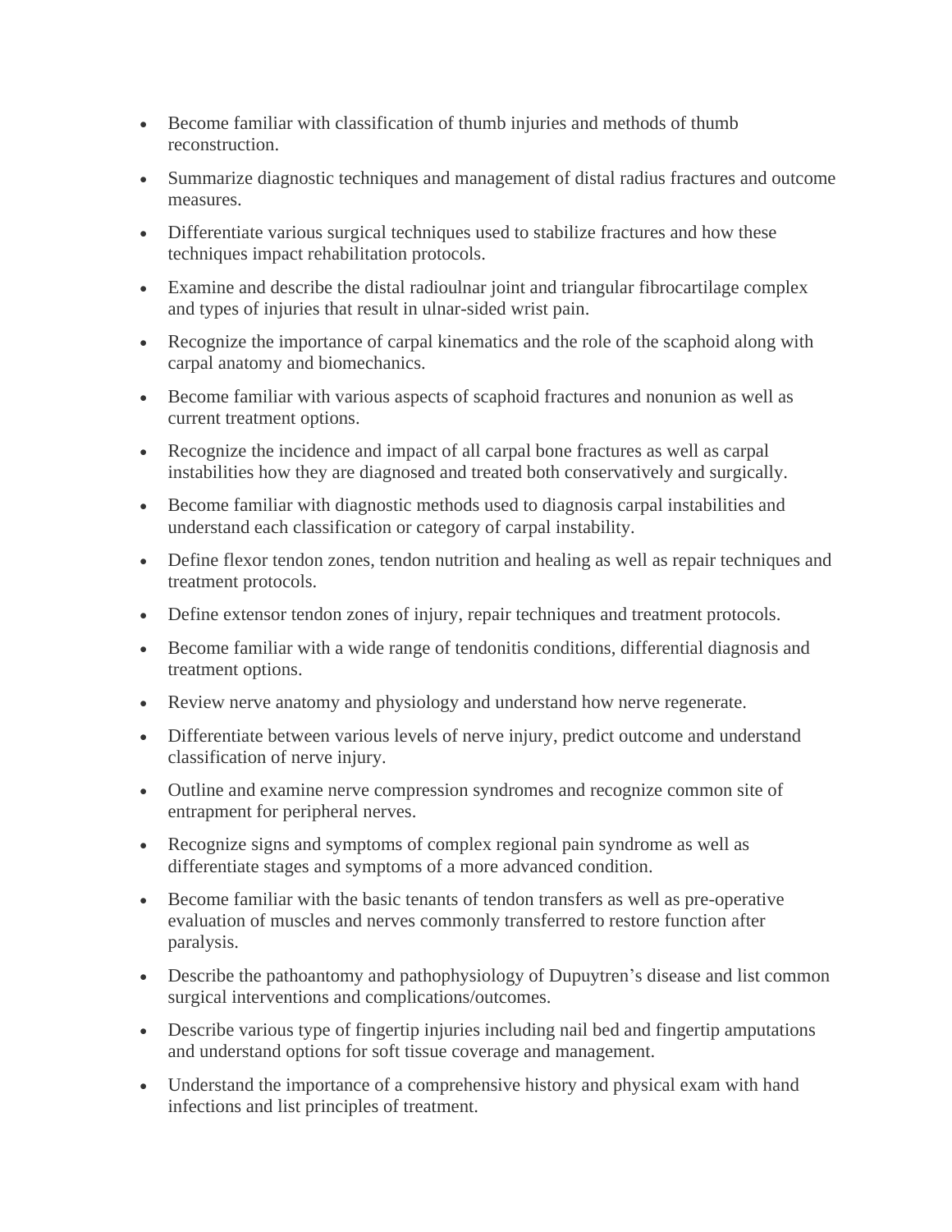- Become familiar with classification of thumb injuries and methods of thumb reconstruction.
- Summarize diagnostic techniques and management of distal radius fractures and outcome measures.
- Differentiate various surgical techniques used to stabilize fractures and how these techniques impact rehabilitation protocols.
- Examine and describe the distal radioulnar joint and triangular fibrocartilage complex and types of injuries that result in ulnar-sided wrist pain.
- Recognize the importance of carpal kinematics and the role of the scaphoid along with carpal anatomy and biomechanics.
- Become familiar with various aspects of scaphoid fractures and nonunion as well as current treatment options.
- Recognize the incidence and impact of all carpal bone fractures as well as carpal instabilities how they are diagnosed and treated both conservatively and surgically.
- Become familiar with diagnostic methods used to diagnosis carpal instabilities and understand each classification or category of carpal instability.
- Define flexor tendon zones, tendon nutrition and healing as well as repair techniques and treatment protocols.
- Define extensor tendon zones of injury, repair techniques and treatment protocols.
- Become familiar with a wide range of tendonitis conditions, differential diagnosis and treatment options.
- Review nerve anatomy and physiology and understand how nerve regenerate.
- Differentiate between various levels of nerve injury, predict outcome and understand classification of nerve injury.
- Outline and examine nerve compression syndromes and recognize common site of entrapment for peripheral nerves.
- Recognize signs and symptoms of complex regional pain syndrome as well as differentiate stages and symptoms of a more advanced condition.
- Become familiar with the basic tenants of tendon transfers as well as pre-operative evaluation of muscles and nerves commonly transferred to restore function after paralysis.
- Describe the pathoantomy and pathophysiology of Dupuytren's disease and list common surgical interventions and complications/outcomes.
- Describe various type of fingertip injuries including nail bed and fingertip amputations and understand options for soft tissue coverage and management.
- Understand the importance of a comprehensive history and physical exam with hand infections and list principles of treatment.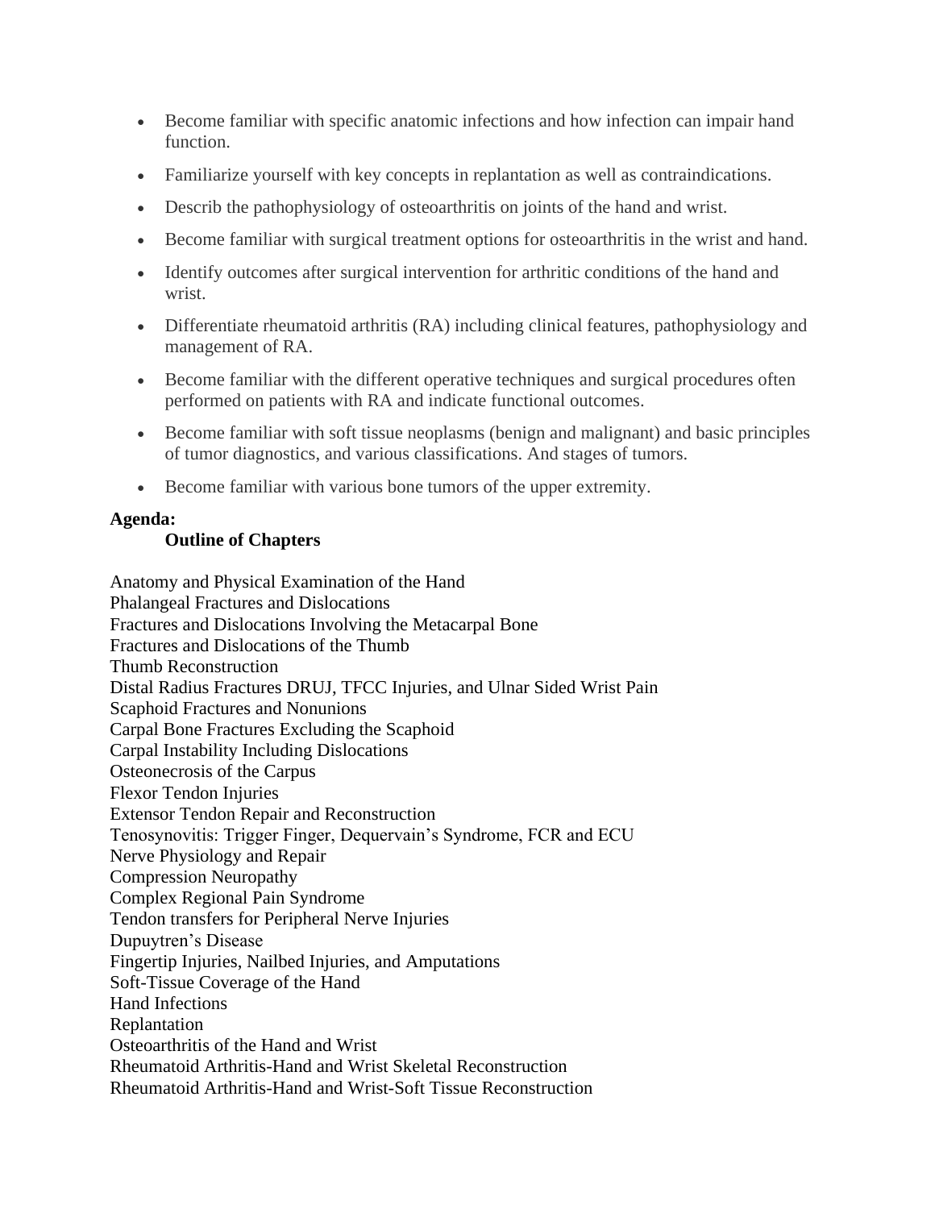- Become familiar with specific anatomic infections and how infection can impair hand function.
- Familiarize yourself with key concepts in replantation as well as contraindications.
- Describ the pathophysiology of osteoarthritis on joints of the hand and wrist.
- Become familiar with surgical treatment options for osteoarthritis in the wrist and hand.
- Identify outcomes after surgical intervention for arthritic conditions of the hand and wrist.
- Differentiate rheumatoid arthritis (RA) including clinical features, pathophysiology and management of RA.
- Become familiar with the different operative techniques and surgical procedures often performed on patients with RA and indicate functional outcomes.
- Become familiar with soft tissue neoplasms (benign and malignant) and basic principles of tumor diagnostics, and various classifications. And stages of tumors.
- Become familiar with various bone tumors of the upper extremity.

**Agenda:**

**Outline of Chapters**

Anatomy and Physical Examination of the Hand
Phalangeal Fractures and Dislocations
Fractures and Dislocations Involving the Metacarpal Bone
Fractures and Dislocations of the Thumb
Thumb Reconstruction
Distal Radius Fractures DRUJ, TFCC Injuries, and Ulnar Sided Wrist Pain
Scaphoid Fractures and Nonunions
Carpal Bone Fractures Excluding the Scaphoid
Carpal Instability Including Dislocations
Osteonecrosis of the Carpus
Flexor Tendon Injuries
Extensor Tendon Repair and Reconstruction
Tenosynovitis: Trigger Finger, Dequervain's Syndrome, FCR and ECU
Nerve Physiology and Repair
Compression Neuropathy
Complex Regional Pain Syndrome
Tendon transfers for Peripheral Nerve Injuries
Dupuytren's Disease
Fingertip Injuries, Nailbed Injuries, and Amputations
Soft-Tissue Coverage of the Hand
Hand Infections
Replantation
Osteoarthritis of the Hand and Wrist
Rheumatoid Arthritis-Hand and Wrist Skeletal Reconstruction
Rheumatoid Arthritis-Hand and Wrist-Soft Tissue Reconstruction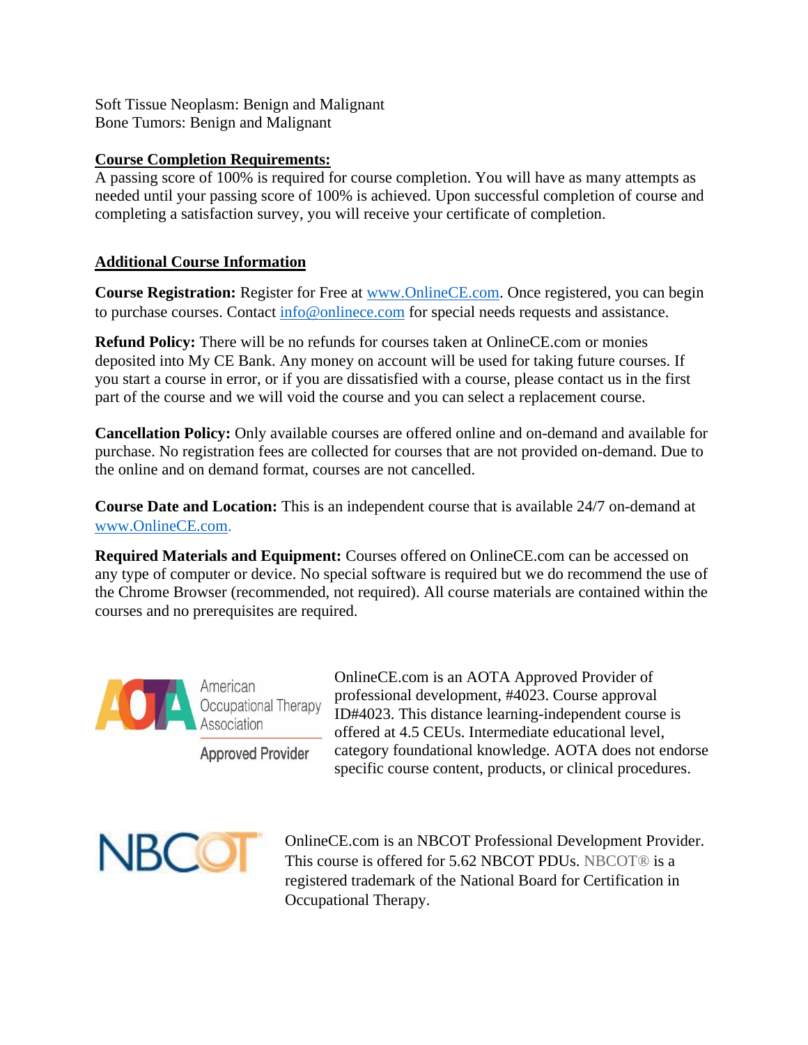Soft Tissue Neoplasm: Benign and Malignant
Bone Tumors: Benign and Malignant

**Course Completion Requirements:**
A passing score of 100% is required for course completion. You will have as many attempts as needed until your passing score of 100% is achieved. Upon successful completion of course and completing a satisfaction survey, you will receive your certificate of completion.

**Additional Course Information**

**Course Registration:** Register for Free at www.OnlineCE.com. Once registered, you can begin to purchase courses. Contact info@onlinece.com for special needs requests and assistance.

**Refund Policy:** There will be no refunds for courses taken at OnlineCE.com or monies deposited into My CE Bank. Any money on account will be used for taking future courses. If you start a course in error, or if you are dissatisfied with a course, please contact us in the first part of the course and we will void the course and you can select a replacement course.

**Cancellation Policy:** Only available courses are offered online and on-demand and available for purchase. No registration fees are collected for courses that are not provided on-demand. Due to the online and on demand format, courses are not cancelled.

**Course Date and Location:** This is an independent course that is available 24/7 on-demand at www.OnlineCE.com.

**Required Materials and Equipment:** Courses offered on OnlineCE.com can be accessed on any type of computer or device. No special software is required but we do recommend the use of the Chrome Browser (recommended, not required). All course materials are contained within the courses and no prerequisites are required.

AOTA American Occupational Therapy Association Approved Provider

OnlineCE.com is an AOTA Approved Provider of professional development, #4023. Course approval ID#4023. This distance learning-independent course is offered at 4.5 CEUs. Intermediate educational level, category foundational knowledge. AOTA does not endorse specific course content, products, or clinical procedures.

NBCOT

OnlineCE.com is an NBCOT Professional Development Provider. This course is offered for 5.62 NBCOT PDUs. NBCOT® is a registered trademark of the National Board for Certification in Occupational Therapy.